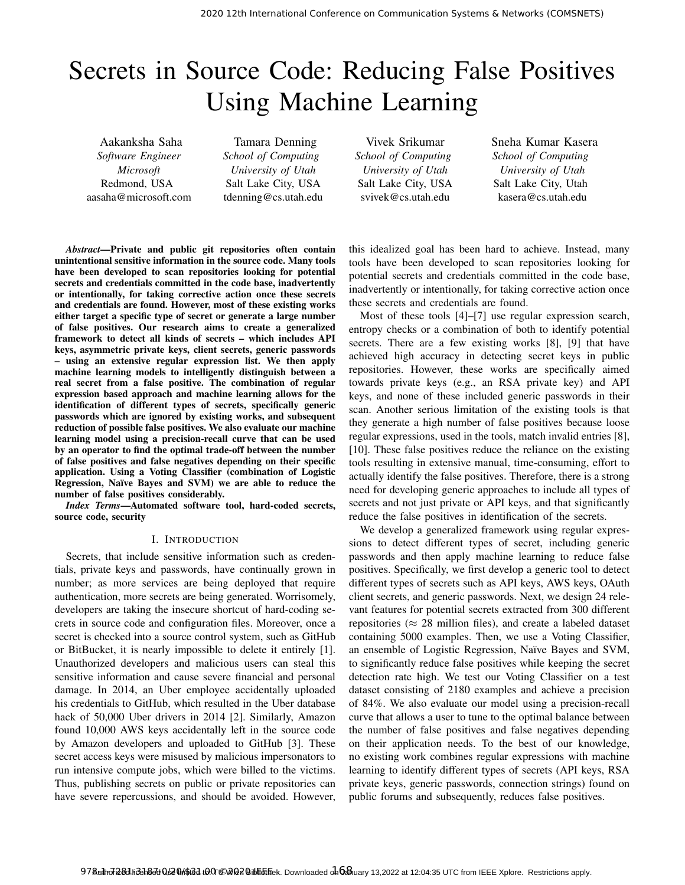# Secrets in Source Code: Reducing False Positives Using Machine Learning

Aakanksha Saha
*Software Engineer*
*Microsoft*
Redmond, USA
aasaha@microsoft.com

Tamara Denning
*School of Computing*
*University of Utah*
Salt Lake City, USA
tdenning@cs.utah.edu

Vivek Srikumar
*School of Computing*
*University of Utah*
Salt Lake City, USA
svivek@cs.utah.edu

Sneha Kumar Kasera
*School of Computing*
*University of Utah*
Salt Lake City, Utah
kasera@cs.utah.edu

***Abstract*—Private and public git repositories often contain unintentional sensitive information in the source code. Many tools have been developed to scan repositories looking for potential secrets and credentials committed in the code base, inadvertently or intentionally, for taking corrective action once these secrets and credentials are found. However, most of these existing works either target a specific type of secret or generate a large number of false positives. Our research aims to create a generalized framework to detect all kinds of secrets – which includes API keys, asymmetric private keys, client secrets, generic passwords – using an extensive regular expression list. We then apply machine learning models to intelligently distinguish between a real secret from a false positive. The combination of regular expression based approach and machine learning allows for the identification of different types of secrets, specifically generic passwords which are ignored by existing works, and subsequent reduction of possible false positives. We also evaluate our machine learning model using a precision-recall curve that can be used by an operator to find the optimal trade-off between the number of false positives and false negatives depending on their specific application. Using a Voting Classifier (combination of Logistic Regression, Naïve Bayes and SVM) we are able to reduce the number of false positives considerably.**

***Index Terms*—Automated software tool, hard-coded secrets, source code, security**

## I. Introduction

Secrets, that include sensitive information such as credentials, private keys and passwords, have continually grown in number; as more services are being deployed that require authentication, more secrets are being generated. Worrisomely, developers are taking the insecure shortcut of hard-coding secrets in source code and configuration files. Moreover, once a secret is checked into a source control system, such as GitHub or BitBucket, it is nearly impossible to delete it entirely [1]. Unauthorized developers and malicious users can steal this sensitive information and cause severe financial and personal damage. In 2014, an Uber employee accidentally uploaded his credentials to GitHub, which resulted in the Uber database hack of 50,000 Uber drivers in 2014 [2]. Similarly, Amazon found 10,000 AWS keys accidentally left in the source code by Amazon developers and uploaded to GitHub [3]. These secret access keys were misused by malicious impersonators to run intensive compute jobs, which were billed to the victims. Thus, publishing secrets on public or private repositories can have severe repercussions, and should be avoided. However, this idealized goal has been hard to achieve. Instead, many tools have been developed to scan repositories looking for potential secrets and credentials committed in the code base, inadvertently or intentionally, for taking corrective action once these secrets and credentials are found.

Most of these tools [4]–[7] use regular expression search, entropy checks or a combination of both to identify potential secrets. There are a few existing works [8], [9] that have achieved high accuracy in detecting secret keys in public repositories. However, these works are specifically aimed towards private keys (e.g., an RSA private key) and API keys, and none of these included generic passwords in their scan. Another serious limitation of the existing tools is that they generate a high number of false positives because loose regular expressions, used in the tools, match invalid entries [8], [10]. These false positives reduce the reliance on the existing tools resulting in extensive manual, time-consuming, effort to actually identify the false positives. Therefore, there is a strong need for developing generic approaches to include all types of secrets and not just private or API keys, and that significantly reduce the false positives in identification of the secrets.

We develop a generalized framework using regular expressions to detect different types of secret, including generic passwords and then apply machine learning to reduce false positives. Specifically, we first develop a generic tool to detect different types of secrets such as API keys, AWS keys, OAuth client secrets, and generic passwords. Next, we design 24 relevant features for potential secrets extracted from 300 different repositories ($\approx$ 28 million files), and create a labeled dataset containing 5000 examples. Then, we use a Voting Classifier, an ensemble of Logistic Regression, Naïve Bayes and SVM, to significantly reduce false positives while keeping the secret detection rate high. We test our Voting Classifier on a test dataset consisting of 2180 examples and achieve a precision of 84%. We also evaluate our model using a precision-recall curve that allows a user to tune to the optimal balance between the number of false positives and false negatives depending on their application needs. To the best of our knowledge, no existing work combines regular expressions with machine learning to identify different types of secrets (API keys, RSA private keys, generic passwords, connection strings) found on public forums and subsequently, reduces false positives.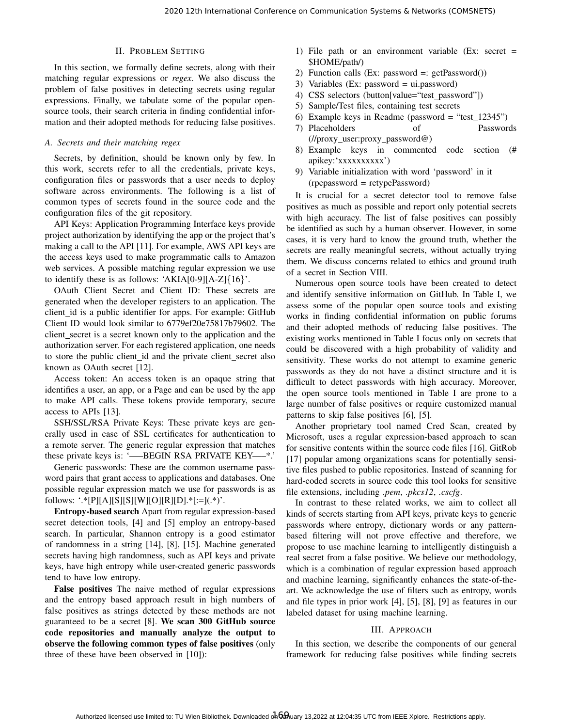## II. Problem Setting

In this section, we formally define secrets, along with their matching regular expressions or *regex*. We also discuss the problem of false positives in detecting secrets using regular expressions. Finally, we tabulate some of the popular open-source tools, their search criteria in finding confidential information and their adopted methods for reducing false positives.

### A. Secrets and their matching regex

Secrets, by definition, should be known only by few. In this work, secrets refer to all the credentials, private keys, configuration files or passwords that a user needs to deploy software across environments. The following is a list of common types of secrets found in the source code and the configuration files of the git repository.

API Keys: Application Programming Interface keys provide project authorization by identifying the app or the project that's making a call to the API [11]. For example, AWS API keys are the access keys used to make programmatic calls to Amazon web services. A possible matching regular expression we use to identify these is as follows: 'AKIA[0-9][A-Z]{16}'.

OAuth Client Secret and Client ID: These secrets are generated when the developer registers to an application. The client_id is a public identifier for apps. For example: GitHub Client ID would look similar to 6779ef20e75817b79602. The client_secret is a secret known only to the application and the authorization server. For each registered application, one needs to store the public client_id and the private client_secret also known as OAuth secret [12].

Access token: An access token is an opaque string that identifies a user, an app, or a Page and can be used by the app to make API calls. These tokens provide temporary, secure access to APIs [13].

SSH/SSL/RSA Private Keys: These private keys are generally used in case of SSL certificates for authentication to a remote server. The generic regular expression that matches these private keys is: '—–BEGIN RSA PRIVATE KEY—–*.'

Generic passwords: These are the common username password pairs that grant access to applications and databases. One possible regular expression match we use for passwords is as follows: '.*[P][A][S][S][W][O][R][D].*[:=](.*)'.

**Entropy-based search** Apart from regular expression-based secret detection tools, [4] and [5] employ an entropy-based search. In particular, Shannon entropy is a good estimator of randomness in a string [14], [8], [15]. Machine generated secrets having high randomness, such as API keys and private keys, have high entropy while user-created generic passwords tend to have low entropy.

**False positives** The naive method of regular expressions and the entropy based approach result in high numbers of false positives as strings detected by these methods are not guaranteed to be a secret [8]. **We scan 300 GitHub source code repositories and manually analyze the output to observe the following common types of false positives** (only three of these have been observed in [10]):

1) File path or an environment variable (Ex: secret = $HOME/path/)
2) Function calls (Ex: password =: getPassword())
3) Variables (Ex: password = ui.password)
4) CSS selectors (button[value="test_password"])
5) Sample/Test files, containing test secrets
6) Example keys in Readme (password = "test_12345")
7) Placeholders of Passwords (//proxy_user:proxy_password@)
8) Example keys in commented code section (# apikey:'xxxxxxxxxx')
9) Variable initialization with word 'password' in it (rpcpassword = retypePassword)

It is crucial for a secret detector tool to remove false positives as much as possible and report only potential secrets with high accuracy. The list of false positives can possibly be identified as such by a human observer. However, in some cases, it is very hard to know the ground truth, whether the secrets are really meaningful secrets, without actually trying them. We discuss concerns related to ethics and ground truth of a secret in Section VIII.

Numerous open source tools have been created to detect and identify sensitive information on GitHub. In Table I, we assess some of the popular open source tools and existing works in finding confidential information on public forums and their adopted methods of reducing false positives. The existing works mentioned in Table I focus only on secrets that could be discovered with a high probability of validity and sensitivity. These works do not attempt to examine generic passwords as they do not have a distinct structure and it is difficult to detect passwords with high accuracy. Moreover, the open source tools mentioned in Table I are prone to a large number of false positives or require customized manual patterns to skip false positives [6], [5].

Another proprietary tool named Cred Scan, created by Microsoft, uses a regular expression-based approach to scan for sensitive contents within the source code files [16]. GitRob [17] popular among organizations scans for potentially sensitive files pushed to public repositories. Instead of scanning for hard-coded secrets in source code this tool looks for sensitive file extensions, including *.pem*, *.pkcs12*, *.cscfg*.

In contrast to these related works, we aim to collect all kinds of secrets starting from API keys, private keys to generic passwords where entropy, dictionary words or any pattern-based filtering will not prove effective and therefore, we propose to use machine learning to intelligently distinguish a real secret from a false positive. We believe our methodology, which is a combination of regular expression based approach and machine learning, significantly enhances the state-of-the-art. We acknowledge the use of filters such as entropy, words and file types in prior work [4], [5], [8], [9] as features in our labeled dataset for using machine learning.

## III. Approach

In this section, we describe the components of our general framework for reducing false positives while finding secrets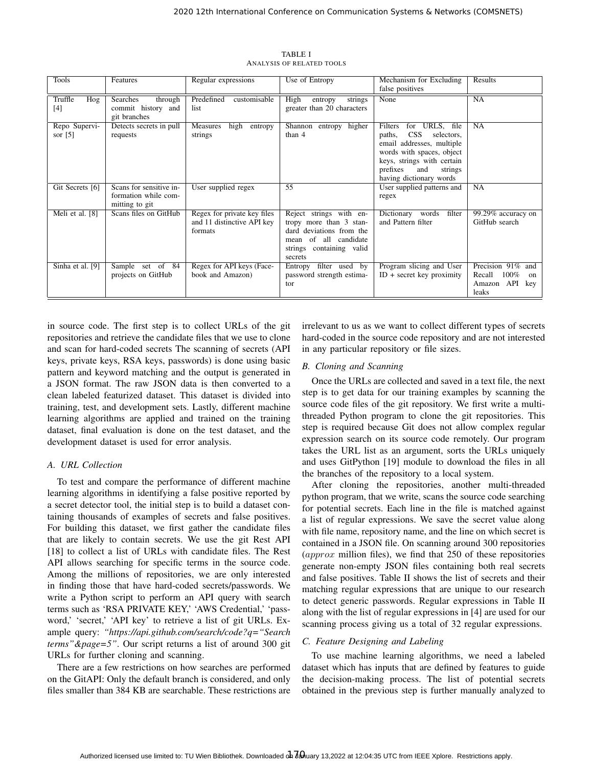TABLE I
ANALYSIS OF RELATED TOOLS

| Tools | Features | Regular expressions | Use of Entropy | Mechanism for Excluding false positives | Results |
|---|---|---|---|---|---|
| Truffle Hog [4] | Searches through commit history and git branches | Predefined customisable list | High entropy strings greater than 20 characters | None | NA |
| Repo Supervisor [5] | Detects secrets in pull requests | Measures high entropy strings | Shannon entropy higher than 4 | Filters for URLS, file paths, CSS selectors, email addresses, multiple words with spaces, object keys, strings with certain prefixes and strings having dictionary words | NA |
| Git Secrets [6] | Scans for sensitive information while committing to git | User supplied regex | 55 | User supplied patterns and regex | NA |
| Meli et al. [8] | Scans files on GitHub | Regex for private key files and 11 distinctive API key formats | Reject strings with entropy more than 3 standard deviations from the mean of all candidate strings containing valid secrets | Dictionary words filter and Pattern filter | 99.29% accuracy on GitHub search |
| Sinha et al. [9] | Sample set of 84 projects on GitHub | Regex for API keys (Facebook and Amazon) | Entropy filter used by password strength estimator | Program slicing and User ID + secret key proximity | Precision 91% and Recall 100% on Amazon API key leaks |

in source code. The first step is to collect URLs of the git repositories and retrieve the candidate files that we use to clone and scan for hard-coded secrets The scanning of secrets (API keys, private keys, RSA keys, passwords) is done using basic pattern and keyword matching and the output is generated in a JSON format. The raw JSON data is then converted to a clean labeled featurized dataset. This dataset is divided into training, test, and development sets. Lastly, different machine learning algorithms are applied and trained on the training dataset, final evaluation is done on the test dataset, and the development dataset is used for error analysis.

### A. URL Collection

To test and compare the performance of different machine learning algorithms in identifying a false positive reported by a secret detector tool, the initial step is to build a dataset containing thousands of examples of secrets and false positives. For building this dataset, we first gather the candidate files that are likely to contain secrets. We use the git Rest API [18] to collect a list of URLs with candidate files. The Rest API allows searching for specific terms in the source code. Among the millions of repositories, we are only interested in finding those that have hard-coded secrets/passwords. We write a Python script to perform an API query with search terms such as 'RSA PRIVATE KEY,' 'AWS Credential,' 'password,' 'secret,' 'API key' to retrieve a list of git URLs. Example query: *"https://api.github.com/search/code?q="Search terms"&page=5"*. Our script returns a list of around 300 git URLs for further cloning and scanning.

There are a few restrictions on how searches are performed on the GitAPI: Only the default branch is considered, and only files smaller than 384 KB are searchable. These restrictions are irrelevant to us as we want to collect different types of secrets hard-coded in the source code repository and are not interested in any particular repository or file sizes.

### B. Cloning and Scanning

Once the URLs are collected and saved in a text file, the next step is to get data for our training examples by scanning the source code files of the git repository. We first write a multi-threaded Python program to clone the git repositories. This step is required because Git does not allow complex regular expression search on its source code remotely. Our program takes the URL list as an argument, sorts the URLs uniquely and uses GitPython [19] module to download the files in all the branches of the repository to a local system.

After cloning the repositories, another multi-threaded python program, that we write, scans the source code searching for potential secrets. Each line in the file is matched against a list of regular expressions. We save the secret value along with file name, repository name, and the line on which secret is contained in a JSON file. On scanning around 300 repositories ($approx$ million files), we find that 250 of these repositories generate non-empty JSON files containing both real secrets and false positives. Table II shows the list of secrets and their matching regular expressions that are unique to our research to detect generic passwords. Regular expressions in Table II along with the list of regular expressions in [4] are used for our scanning process giving us a total of 32 regular expressions.

### C. Feature Designing and Labeling

To use machine learning algorithms, we need a labeled dataset which has inputs that are defined by features to guide the decision-making process. The list of potential secrets obtained in the previous step is further manually analyzed to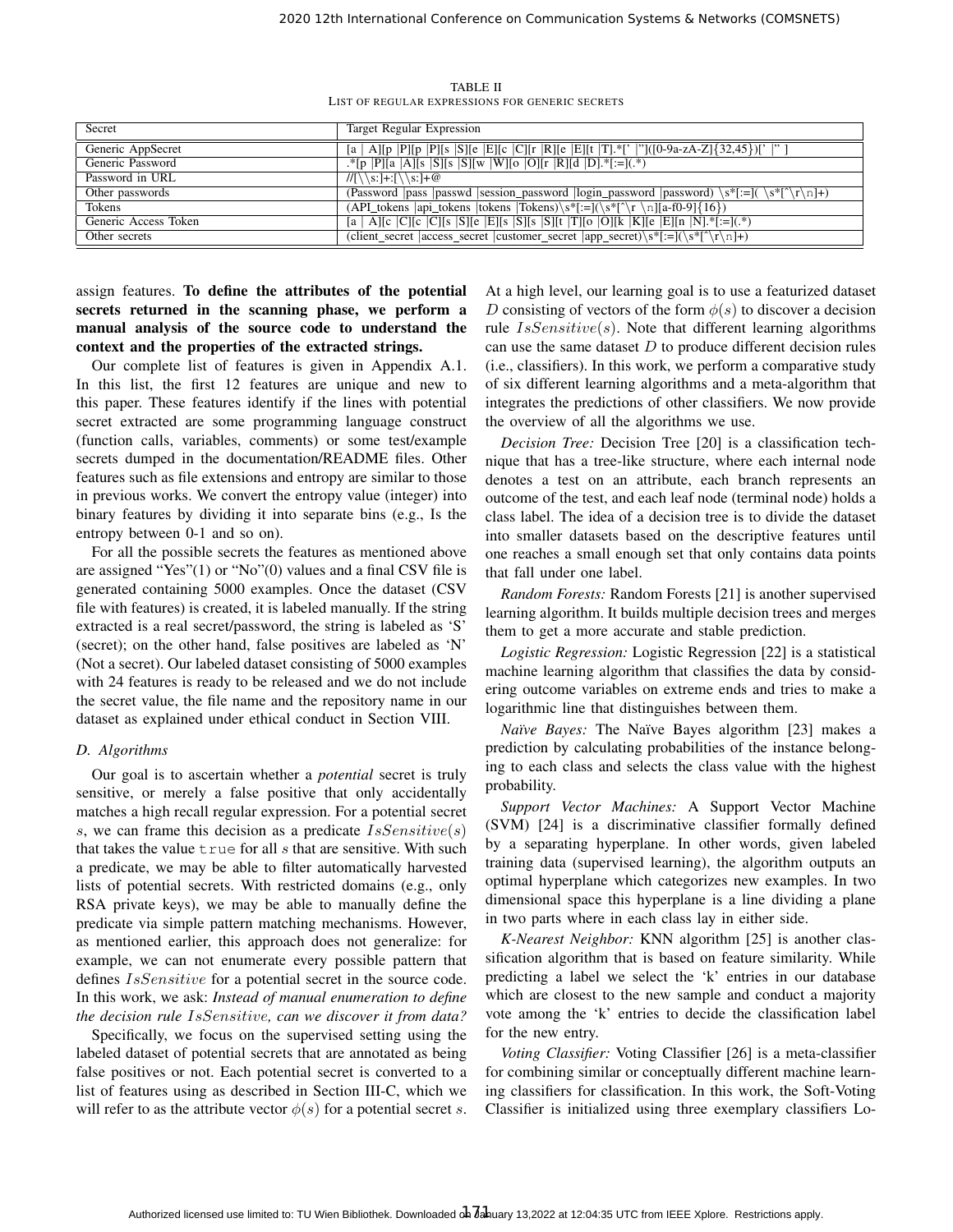TABLE II
LIST OF REGULAR EXPRESSIONS FOR GENERIC SECRETS

| Secret | Target Regular Expression |
|---|---|
| Generic AppSecret | [a \| A][p \|P][p \|P][s \|S][e \|E][c \|C][r \|R][e \|E][t \|T].*[' \|"]([0-9a-zA-Z]{32,45})[' \|" ] |
| Generic Password | .*[p \|P][a \|A][s \|S][s \|S][w \|W][o \|O][r \|R][d \|D].*[:=](.*) |
| Password in URL | //[\\s:]+:[\\s:]+@ |
| Other passwords | (Password \|pass \|passwd \|session_password \|login_password \|password) \s*[:=]( \s*[^\r\n]+) |
| Tokens | (API_tokens \|api_tokens \|tokens \|Tokens)\s*[:=](\s*[^\r \n][a-f0-9]{16}) |
| Generic Access Token | [a \| A][c \|C][c \|C][s \|S][e \|E][s \|S][s \|S][t \|T][o \|O][k \|K][e \|E][n \|N].*[:=](.*) |
| Other secrets | (client_secret \|access_secret \|customer_secret \|app_secret)\s*[:=](\s*[^\r\n]+) |

assign features. **To define the attributes of the potential secrets returned in the scanning phase, we perform a manual analysis of the source code to understand the context and the properties of the extracted strings.**

Our complete list of features is given in Appendix A.1. In this list, the first 12 features are unique and new to this paper. These features identify if the lines with potential secret extracted are some programming language construct (function calls, variables, comments) or some test/example secrets dumped in the documentation/README files. Other features such as file extensions and entropy are similar to those in previous works. We convert the entropy value (integer) into binary features by dividing it into separate bins (e.g., Is the entropy between 0-1 and so on).

For all the possible secrets the features as mentioned above are assigned "Yes"(1) or "No"(0) values and a final CSV file is generated containing 5000 examples. Once the dataset (CSV file with features) is created, it is labeled manually. If the string extracted is a real secret/password, the string is labeled as 'S' (secret); on the other hand, false positives are labeled as 'N' (Not a secret). Our labeled dataset consisting of 5000 examples with 24 features is ready to be released and we do not include the secret value, the file name and the repository name in our dataset as explained under ethical conduct in Section VIII.

### D. Algorithms

Our goal is to ascertain whether a *potential* secret is truly sensitive, or merely a false positive that only accidentally matches a high recall regular expression. For a potential secret $s$, we can frame this decision as a predicate $IsSensitive(s)$ that takes the value $\texttt{true}$ for all $s$ that are sensitive. With such a predicate, we may be able to filter automatically harvested lists of potential secrets. With restricted domains (e.g., only RSA private keys), we may be able to manually define the predicate via simple pattern matching mechanisms. However, as mentioned earlier, this approach does not generalize: for example, we can not enumerate every possible pattern that defines $IsSensitive$ for a potential secret in the source code. In this work, we ask: *Instead of manual enumeration to define the decision rule $IsSensitive$, can we discover it from data?*

Specifically, we focus on the supervised setting using the labeled dataset of potential secrets that are annotated as being false positives or not. Each potential secret is converted to a list of features using as described in Section III-C, which we will refer to as the attribute vector $\phi(s)$ for a potential secret $s$. At a high level, our learning goal is to use a featurized dataset $D$ consisting of vectors of the form $\phi(s)$ to discover a decision rule $IsSensitive(s)$. Note that different learning algorithms can use the same dataset $D$ to produce different decision rules (i.e., classifiers). In this work, we perform a comparative study of six different learning algorithms and a meta-algorithm that integrates the predictions of other classifiers. We now provide the overview of all the algorithms we use.

*Decision Tree:* Decision Tree [20] is a classification technique that has a tree-like structure, where each internal node denotes a test on an attribute, each branch represents an outcome of the test, and each leaf node (terminal node) holds a class label. The idea of a decision tree is to divide the dataset into smaller datasets based on the descriptive features until one reaches a small enough set that only contains data points that fall under one label.

*Random Forests:* Random Forests [21] is another supervised learning algorithm. It builds multiple decision trees and merges them to get a more accurate and stable prediction.

*Logistic Regression:* Logistic Regression [22] is a statistical machine learning algorithm that classifies the data by considering outcome variables on extreme ends and tries to make a logarithmic line that distinguishes between them.

*Naïve Bayes:* The Naïve Bayes algorithm [23] makes a prediction by calculating probabilities of the instance belonging to each class and selects the class value with the highest probability.

*Support Vector Machines:* A Support Vector Machine (SVM) [24] is a discriminative classifier formally defined by a separating hyperplane. In other words, given labeled training data (supervised learning), the algorithm outputs an optimal hyperplane which categorizes new examples. In two dimensional space this hyperplane is a line dividing a plane in two parts where in each class lay in either side.

*K-Nearest Neighbor:* KNN algorithm [25] is another classification algorithm that is based on feature similarity. While predicting a label we select the 'k' entries in our database which are closest to the new sample and conduct a majority vote among the 'k' entries to decide the classification label for the new entry.

*Voting Classifier:* Voting Classifier [26] is a meta-classifier for combining similar or conceptually different machine learning classifiers for classification. In this work, the Soft-Voting Classifier is initialized using three exemplary classifiers Lo-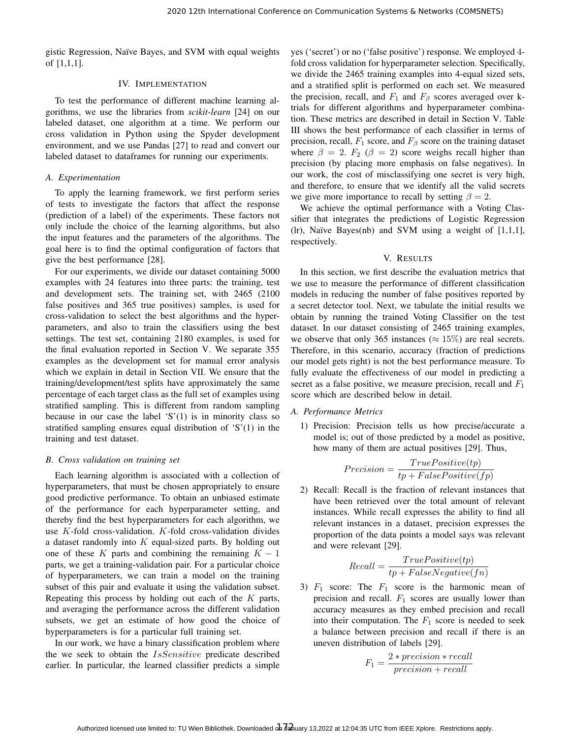gistic Regression, Naïve Bayes, and SVM with equal weights of [1,1,1].

## IV. Implementation

To test the performance of different machine learning algorithms, we use the libraries from *scikit-learn* [24] on our labeled dataset, one algorithm at a time. We perform our cross validation in Python using the Spyder development environment, and we use Pandas [27] to read and convert our labeled dataset to dataframes for running our experiments.

### A. Experimentation

To apply the learning framework, we first perform series of tests to investigate the factors that affect the response (prediction of a label) of the experiments. These factors not only include the choice of the learning algorithms, but also the input features and the parameters of the algorithms. The goal here is to find the optimal configuration of factors that give the best performance [28].

For our experiments, we divide our dataset containing 5000 examples with 24 features into three parts: the training, test and development sets. The training set, with 2465 (2100 false positives and 365 true positives) samples, is used for cross-validation to select the best algorithms and the hyperparameters, and also to train the classifiers using the best settings. The test set, containing 2180 examples, is used for the final evaluation reported in Section V. We separate 355 examples as the development set for manual error analysis which we explain in detail in Section VII. We ensure that the training/development/test splits have approximately the same percentage of each target class as the full set of examples using stratified sampling. This is different from random sampling because in our case the label 'S'(1) is in minority class so stratified sampling ensures equal distribution of 'S'(1) in the training and test dataset.

### B. Cross validation on training set

Each learning algorithm is associated with a collection of hyperparameters, that must be chosen appropriately to ensure good predictive performance. To obtain an unbiased estimate of the performance for each hyperparameter setting, and thereby find the best hyperparameters for each algorithm, we use $K$-fold cross-validation. $K$-fold cross-validation divides a dataset randomly into $K$ equal-sized parts. By holding out one of these $K$ parts and combining the remaining $K-1$ parts, we get a training-validation pair. For a particular choice of hyperparameters, we can train a model on the training subset of this pair and evaluate it using the validation subset. Repeating this process by holding out each of the $K$ parts, and averaging the performance across the different validation subsets, we get an estimate of how good the choice of hyperparameters is for a particular full training set.

In our work, we have a binary classification problem where the we seek to obtain the $IsSensitive$ predicate described earlier. In particular, the learned classifier predicts a simple yes ('secret') or no ('false positive') response. We employed 4-fold cross validation for hyperparameter selection. Specifically, we divide the 2465 training examples into 4-equal sized sets, and a stratified split is performed on each set. We measured the precision, recall, and $F_1$ and $F_\beta$ scores averaged over k-trials for different algorithms and hyperparameter combination. These metrics are described in detail in Section V. Table III shows the best performance of each classifier in terms of precision, recall, $F_1$ score, and $F_\beta$ score on the training dataset where $\beta = 2$. $F_2$ ($\beta = 2$) score weighs recall higher than precision (by placing more emphasis on false negatives). In our work, the cost of misclassifying one secret is very high, and therefore, to ensure that we identify all the valid secrets we give more importance to recall by setting $\beta = 2$.

We achieve the optimal performance with a Voting Classifier that integrates the predictions of Logistic Regression (lr), Naïve Bayes(nb) and SVM using a weight of [1,1,1], respectively.

## V. Results

In this section, we first describe the evaluation metrics that we use to measure the performance of different classification models in reducing the number of false positives reported by a secret detector tool. Next, we tabulate the initial results we obtain by running the trained Voting Classifier on the test dataset. In our dataset consisting of 2465 training examples, we observe that only 365 instances ($\approx 15\%$) are real secrets. Therefore, in this scenario, accuracy (fraction of predictions our model gets right) is not the best performance measure. To fully evaluate the effectiveness of our model in predicting a secret as a false positive, we measure precision, recall and $F_1$ score which are described below in detail.

### A. Performance Metrics

1) Precision: Precision tells us how precise/accurate a model is; out of those predicted by a model as positive, how many of them are actual positives [29]. Thus,

$$Precision = \frac{TruePositive(tp)}{tp + FalsePositive(fp)}$$

2) Recall: Recall is the fraction of relevant instances that have been retrieved over the total amount of relevant instances. While recall expresses the ability to find all relevant instances in a dataset, precision expresses the proportion of the data points a model says was relevant and were relevant [29].

$$Recall = \frac{TruePositive(tp)}{tp + FalseNegative(fn)}$$

3) $F_1$ score: The $F_1$ score is the harmonic mean of precision and recall. $F_1$ scores are usually lower than accuracy measures as they embed precision and recall into their computation. The $F_1$ score is needed to seek a balance between precision and recall if there is an uneven distribution of labels [29].

$$F_1 = \frac{2 * precision * recall}{precision + recall}$$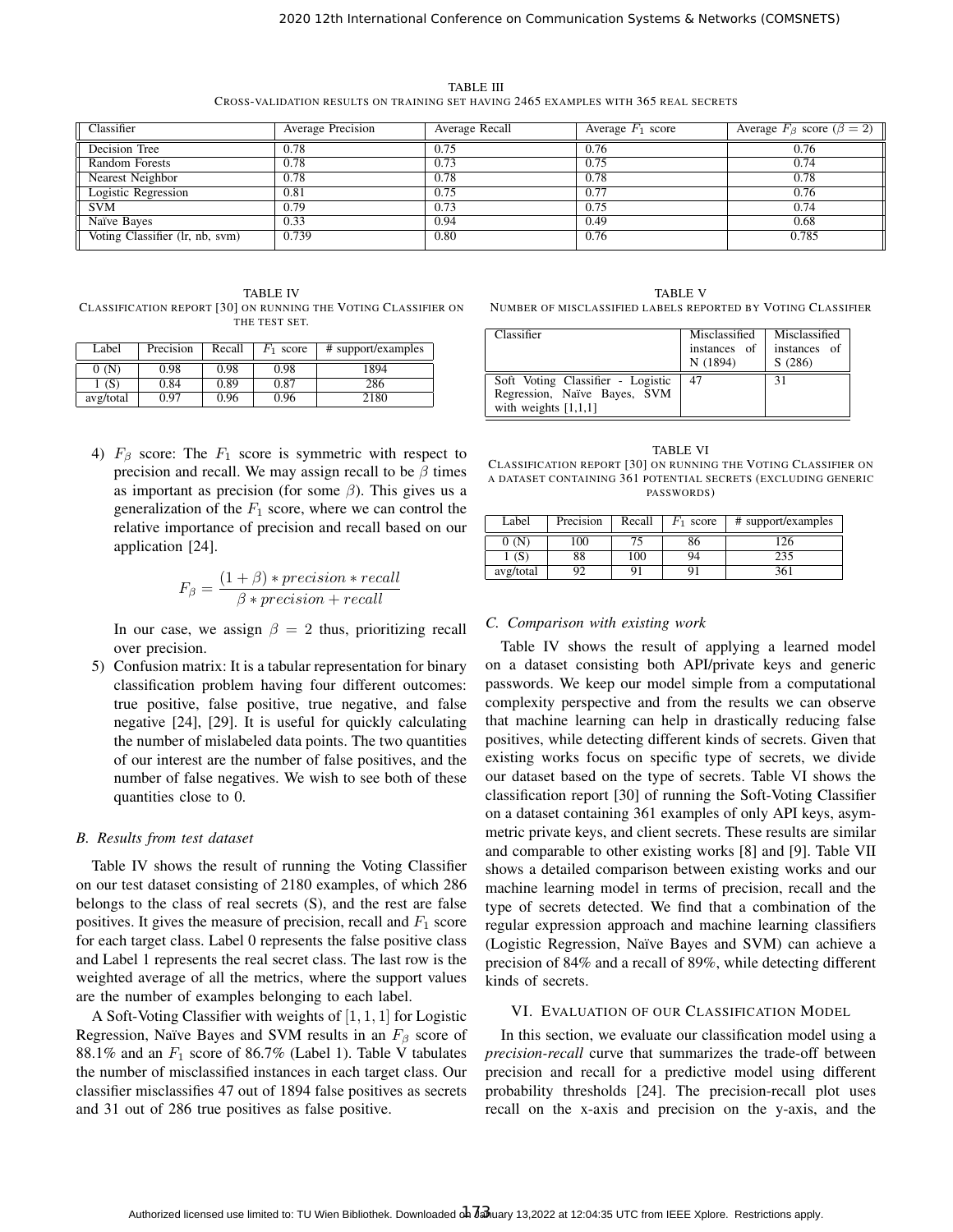TABLE III
CROSS-VALIDATION RESULTS ON TRAINING SET HAVING 2465 EXAMPLES WITH 365 REAL SECRETS

| Classifier | Average Precision | Average Recall | Average $F_1$ score | Average $F_\beta$ score ($\beta = 2$) |
|---|---|---|---|---|
| Decision Tree | 0.78 | 0.75 | 0.76 | 0.76 |
| Random Forests | 0.78 | 0.73 | 0.75 | 0.74 |
| Nearest Neighbor | 0.78 | 0.78 | 0.78 | 0.78 |
| Logistic Regression | 0.81 | 0.75 | 0.77 | 0.76 |
| SVM | 0.79 | 0.73 | 0.75 | 0.74 |
| Naïve Bayes | 0.33 | 0.94 | 0.49 | 0.68 |
| Voting Classifier (lr, nb, svm) | 0.739 | 0.80 | 0.76 | 0.785 |

TABLE IV
CLASSIFICATION REPORT [30] ON RUNNING THE VOTING CLASSIFIER ON THE TEST SET.

| Label | Precision | Recall | $F_1$ score | # support/examples |
|---|---|---|---|---|
| 0 (N) | 0.98 | 0.98 | 0.98 | 1894 |
| 1 (S) | 0.84 | 0.89 | 0.87 | 286 |
| avg/total | 0.97 | 0.96 | 0.96 | 2180 |

4) $F_\beta$ score: The $F_1$ score is symmetric with respect to precision and recall. We may assign recall to be $\beta$ times as important as precision (for some $\beta$). This gives us a generalization of the $F_1$ score, where we can control the relative importance of precision and recall based on our application [24].

$$F_\beta = \frac{(1 + \beta) * precision * recall}{\beta * precision + recall}$$

In our case, we assign $\beta = 2$ thus, prioritizing recall over precision.

5) Confusion matrix: It is a tabular representation for binary classification problem having four different outcomes: true positive, false positive, true negative, and false negative [24], [29]. It is useful for quickly calculating the number of mislabeled data points. The two quantities of our interest are the number of false positives, and the number of false negatives. We wish to see both of these quantities close to 0.

### B. Results from test dataset

Table IV shows the result of running the Voting Classifier on our test dataset consisting of 2180 examples, of which 286 belongs to the class of real secrets (S), and the rest are false positives. It gives the measure of precision, recall and $F_1$ score for each target class. Label 0 represents the false positive class and Label 1 represents the real secret class. The last row is the weighted average of all the metrics, where the support values are the number of examples belonging to each label.

A Soft-Voting Classifier with weights of $[1, 1, 1]$ for Logistic Regression, Naïve Bayes and SVM results in an $F_\beta$ score of 88.1% and an $F_1$ score of 86.7% (Label 1). Table V tabulates the number of misclassified instances in each target class. Our classifier misclassifies 47 out of 1894 false positives as secrets and 31 out of 286 true positives as false positive.

TABLE V
NUMBER OF MISCLASSIFIED LABELS REPORTED BY VOTING CLASSIFIER

| Classifier | Misclassified instances of N (1894) | Misclassified instances of S (286) |
|---|---|---|
| Soft Voting Classifier - Logistic Regression, Naïve Bayes, SVM with weights [1,1,1] | 47 | 31 |

TABLE VI
CLASSIFICATION REPORT [30] ON RUNNING THE VOTING CLASSIFIER ON A DATASET CONTAINING 361 POTENTIAL SECRETS (EXCLUDING GENERIC PASSWORDS)

| Label | Precision | Recall | $F_1$ score | # support/examples |
|---|---|---|---|---|
| 0 (N) | 100 | 75 | 86 | 126 |
| 1 (S) | 88 | 100 | 94 | 235 |
| avg/total | 92 | 91 | 91 | 361 |

### C. Comparison with existing work

Table IV shows the result of applying a learned model on a dataset consisting both API/private keys and generic passwords. We keep our model simple from a computational complexity perspective and from the results we can observe that machine learning can help in drastically reducing false positives, while detecting different kinds of secrets. Given that existing works focus on specific type of secrets, we divide our dataset based on the type of secrets. Table VI shows the classification report [30] of running the Soft-Voting Classifier on a dataset containing 361 examples of only API keys, asymmetric private keys, and client secrets. These results are similar and comparable to other existing works [8] and [9]. Table VII shows a detailed comparison between existing works and our machine learning model in terms of precision, recall and the type of secrets detected. We find that a combination of the regular expression approach and machine learning classifiers (Logistic Regression, Naïve Bayes and SVM) can achieve a precision of 84% and a recall of 89%, while detecting different kinds of secrets.

## VI. EVALUATION OF OUR CLASSIFICATION MODEL

In this section, we evaluate our classification model using a *precision-recall* curve that summarizes the trade-off between precision and recall for a predictive model using different probability thresholds [24]. The precision-recall plot uses recall on the x-axis and precision on the y-axis, and the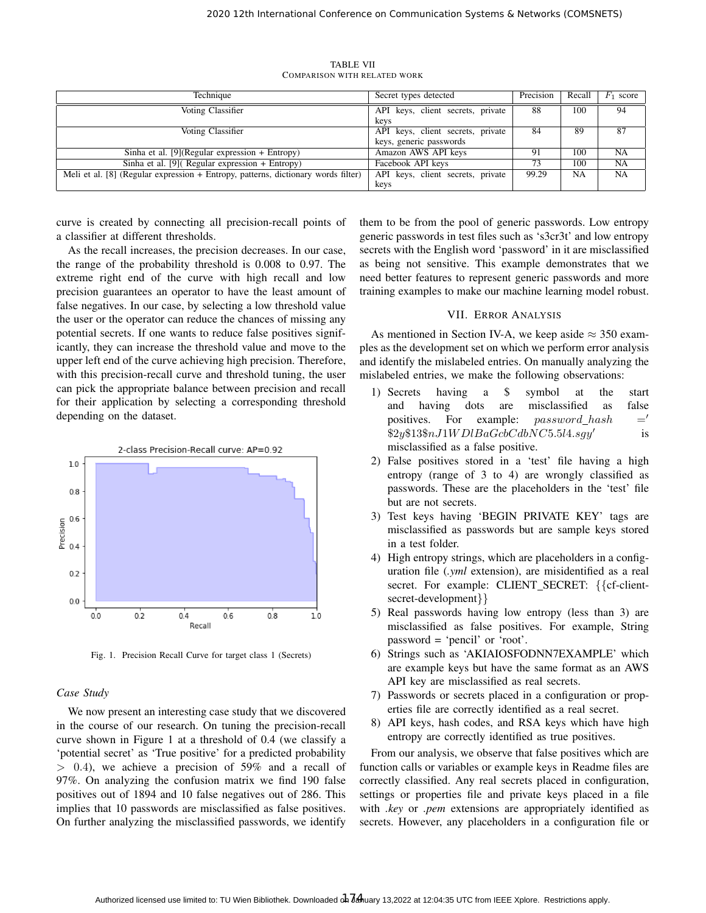TABLE VII
COMPARISON WITH RELATED WORK

| Technique | Secret types detected | Precision | Recall | $F_1$ score |
|---|---|---|---|---|
| Voting Classifier | API keys, client secrets, private keys | 88 | 100 | 94 |
| Voting Classifier | API keys, client secrets, private keys, generic passwords | 84 | 89 | 87 |
| Sinha et al. [9](Regular expression + Entropy) | Amazon AWS API keys | 91 | 100 | NA |
| Sinha et al. [9]( Regular expression + Entropy) | Facebook API keys | 73 | 100 | NA |
| Meli et al. [8] (Regular expression + Entropy, patterns, dictionary words filter) | API keys, client secrets, private keys | 99.29 | NA | NA |

curve is created by connecting all precision-recall points of a classifier at different thresholds.

As the recall increases, the precision decreases. In our case, the range of the probability threshold is 0.008 to 0.97. The extreme right end of the curve with high recall and low precision guarantees an operator to have the least amount of false negatives. In our case, by selecting a low threshold value the user or the operator can reduce the chances of missing any potential secrets. If one wants to reduce false positives significantly, they can increase the threshold value and move to the upper left end of the curve achieving high precision. Therefore, with this precision-recall curve and threshold tuning, the user can pick the appropriate balance between precision and recall for their application by selecting a corresponding threshold depending on the dataset.

Fig. 1. Precision Recall Curve for target class 1 (Secrets)

*Case Study*

We now present an interesting case study that we discovered in the course of our research. On tuning the precision-recall curve shown in Figure 1 at a threshold of 0.4 (we classify a 'potential secret' as 'True positive' for a predicted probability $> 0.4$), we achieve a precision of 59% and a recall of 97%. On analyzing the confusion matrix we find 190 false positives out of 1894 and 10 false negatives out of 286. This implies that 10 passwords are misclassified as false positives. On further analyzing the misclassified passwords, we identify them to be from the pool of generic passwords. Low entropy generic passwords in test files such as 's3cr3t' and low entropy secrets with the English word 'password' in it are misclassified as being not sensitive. This example demonstrates that we need better features to represent generic passwords and more training examples to make our machine learning model robust.

## VII. Error Analysis

As mentioned in Section IV-A, we keep aside ≈ 350 examples as the development set on which we perform error analysis and identify the mislabeled entries. On manually analyzing the mislabeled entries, we make the following observations:

1) Secrets having a $ symbol at the start and having dots are misclassified as false positives. For example: $password\_hash$ = '$2y$13$nJ1WDlBaGcbCdbNC5.5l4.sgy' is misclassified as a false positive.
2) False positives stored in a 'test' file having a high entropy (range of 3 to 4) are wrongly classified as passwords. These are the placeholders in the 'test' file but are not secrets.
3) Test keys having 'BEGIN PRIVATE KEY' tags are misclassified as passwords but are sample keys stored in a test folder.
4) High entropy strings, which are placeholders in a configuration file (*.yml* extension), are misidentified as a real secret. For example: CLIENT_SECRET: {{cf-client-secret-development}}
5) Real passwords having low entropy (less than 3) are misclassified as false positives. For example, String password = 'pencil' or 'root'.
6) Strings such as 'AKIAIOSFODNN7EXAMPLE' which are example keys but have the same format as an AWS API key are misclassified as real secrets.
7) Passwords or secrets placed in a configuration or properties file are correctly identified as a real secret.
8) API keys, hash codes, and RSA keys which have high entropy are correctly identified as true positives.

From our analysis, we observe that false positives which are function calls or variables or example keys in Readme files are correctly classified. Any real secrets placed in configuration, settings or properties file and private keys placed in a file with *.key* or *.pem* extensions are appropriately identified as secrets. However, any placeholders in a configuration file or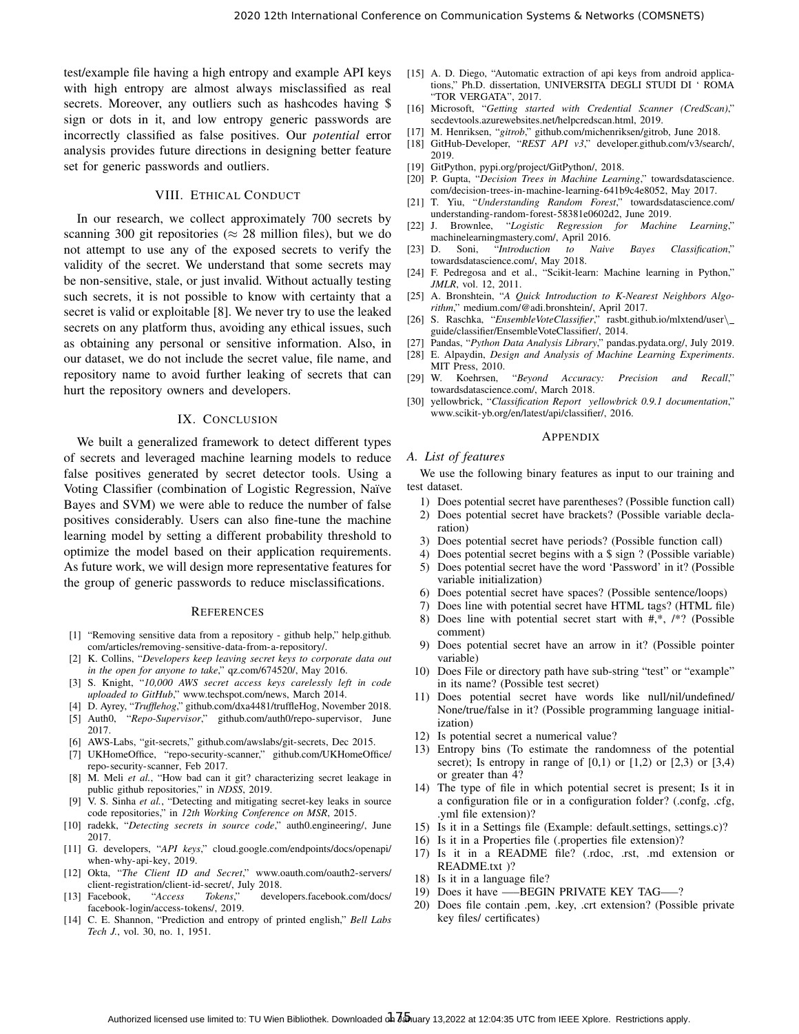test/example file having a high entropy and example API keys with high entropy are almost always misclassified as real secrets. Moreover, any outliers such as hashcodes having $ sign or dots in it, and low entropy generic passwords are incorrectly classified as false positives. Our *potential* error analysis provides future directions in designing better feature set for generic passwords and outliers.

## VIII. Ethical Conduct

In our research, we collect approximately 700 secrets by scanning 300 git repositories ($\approx$ 28 million files), but we do not attempt to use any of the exposed secrets to verify the validity of the secret. We understand that some secrets may be non-sensitive, stale, or just invalid. Without actually testing such secrets, it is not possible to know with certainty that a secret is valid or exploitable [8]. We never try to use the leaked secrets on any platform thus, avoiding any ethical issues, such as obtaining any personal or sensitive information. Also, in our dataset, we do not include the secret value, file name, and repository name to avoid further leaking of secrets that can hurt the repository owners and developers.

## IX. Conclusion

We built a generalized framework to detect different types of secrets and leveraged machine learning models to reduce false positives generated by secret detector tools. Using a Voting Classifier (combination of Logistic Regression, Naïve Bayes and SVM) we were able to reduce the number of false positives considerably. Users can also fine-tune the machine learning model by setting a different probability threshold to optimize the model based on their application requirements. As future work, we will design more representative features for the group of generic passwords to reduce misclassifications.

## References

[1] "Removing sensitive data from a repository - github help," help.github.com/articles/removing-sensitive-data-from-a-repository/.

[2] K. Collins, "*Developers keep leaving secret keys to corporate data out in the open for anyone to take*," qz.com/674520/, May 2016.

[3] S. Knight, "*10,000 AWS secret access keys carelessly left in code uploaded to GitHub*," www.techspot.com/news, March 2014.

[4] D. Ayrey, "*Trufflehog*," github.com/dxa4481/truffleHog, November 2018.

[5] Auth0, "*Repo-Supervisor*," github.com/auth0/repo-supervisor, June 2017.

[6] AWS-Labs, "git-secrets," github.com/awslabs/git-secrets, Dec 2015.

[7] UKHomeOffice, "repo-security-scanner," github.com/UKHomeOffice/repo-security-scanner, Feb 2017.

[8] M. Meli *et al.*, "How bad can it git? characterizing secret leakage in public github repositories," in *NDSS*, 2019.

[9] V. S. Sinha *et al.*, "Detecting and mitigating secret-key leaks in source code repositories," in *12th Working Conference on MSR*, 2015.

[10] radekk, "*Detecting secrets in source code*," auth0.engineering/, June 2017.

[11] G. developers, "*API keys*," cloud.google.com/endpoints/docs/openapi/when-why-api-key, 2019.

[12] Okta, "*The Client ID and Secret*," www.oauth.com/oauth2-servers/client-registration/client-id-secret/, July 2018.

[13] Facebook, "*Access Tokens*," developers.facebook.com/docs/facebook-login/access-tokens/, 2019.

[14] C. E. Shannon, "Prediction and entropy of printed english," *Bell Labs Tech J.*, vol. 30, no. 1, 1951.

[15] A. D. Diego, "Automatic extraction of api keys from android applications," Ph.D. dissertation, UNIVERSITA DEGLI STUDI DI ' ROMA "TOR VERGATA", 2017.

[16] Microsoft, "*Getting started with Credential Scanner (CredScan)*," secdevtools.azurewebsites.net/helpcredscan.html, 2019.

[17] M. Henriksen, "*gitrob*," github.com/michenriksen/gitrob, June 2018.

[18] GitHub-Developer, "*REST API v3*," developer.github.com/v3/search/, 2019.

[19] GitPython, pypi.org/project/GitPython/, 2018.

[20] P. Gupta, "*Decision Trees in Machine Learning*," towardsdatascience.com/decision-trees-in-machine-learning-641b9c4e8052, May 2017.

[21] T. Yiu, "*Understanding Random Forest*," towardsdatascience.com/understanding-random-forest-58381e0602d2, June 2019.

[22] J. Brownlee, "*Logistic Regression for Machine Learning*," machinelearningmastery.com/, April 2016.

[23] D. Soni, "*Introduction to Naive Bayes Classification*," towardsdatascience.com/, May 2018.

[24] F. Pedregosa and et al., "Scikit-learn: Machine learning in Python," *JMLR*, vol. 12, 2011.

[25] A. Bronshtein, "*A Quick Introduction to K-Nearest Neighbors Algorithm*," medium.com/@adi.bronshtein/, April 2017.

[26] S. Raschka, "*EnsembleVoteClassifier*," rasbt.github.io/mlxtend/user_guide/classifier/EnsembleVoteClassifier/, 2014.

[27] Pandas, "*Python Data Analysis Library*," pandas.pydata.org/, July 2019.

[28] E. Alpaydin, *Design and Analysis of Machine Learning Experiments*. MIT Press, 2010.

[29] W. Koehrsen, "*Beyond Accuracy: Precision and Recall*," towardsdatascience.com/, March 2018.

[30] yellowbrick, "*Classification Report yellowbrick 0.9.1 documentation*," www.scikit-yb.org/en/latest/api/classifier/, 2016.

## Appendix

### A. List of features

We use the following binary features as input to our training and test dataset.

1) Does potential secret have parentheses? (Possible function call)
2) Does potential secret have brackets? (Possible variable declaration)
3) Does potential secret have periods? (Possible function call)
4) Does potential secret begins with a $ sign ? (Possible variable)
5) Does potential secret have the word 'Password' in it? (Possible variable initialization)
6) Does potential secret have spaces? (Possible sentence/loops)
7) Does line with potential secret have HTML tags? (HTML file)
8) Does line with potential secret start with #,*, /*? (Possible comment)
9) Does potential secret have an arrow in it? (Possible pointer variable)
10) Does File or directory path have sub-string "test" or "example" in its name? (Possible test secret)
11) Does potential secret have words like null/nil/undefined/None/true/false in it? (Possible programming language initialization)
12) Is potential secret a numerical value?
13) Entropy bins (To estimate the randomness of the potential secret); Is entropy in range of [0,1) or [1,2) or [2,3) or [3,4) or greater than 4?
14) The type of file in which potential secret is present; Is it in a configuration file or in a configuration folder? (.confg, .cfg, .yml file extension)?
15) Is it in a Settings file (Example: default.settings, settings.c)?
16) Is it in a Properties file (.properties file extension)?
17) Is it in a README file? (.rdoc, .rst, .md extension or README.txt )?
18) Is it in a language file?
19) Does it have —–BEGIN PRIVATE KEY TAG—–?
20) Does file contain .pem, .key, .crt extension? (Possible private key files/ certificates)